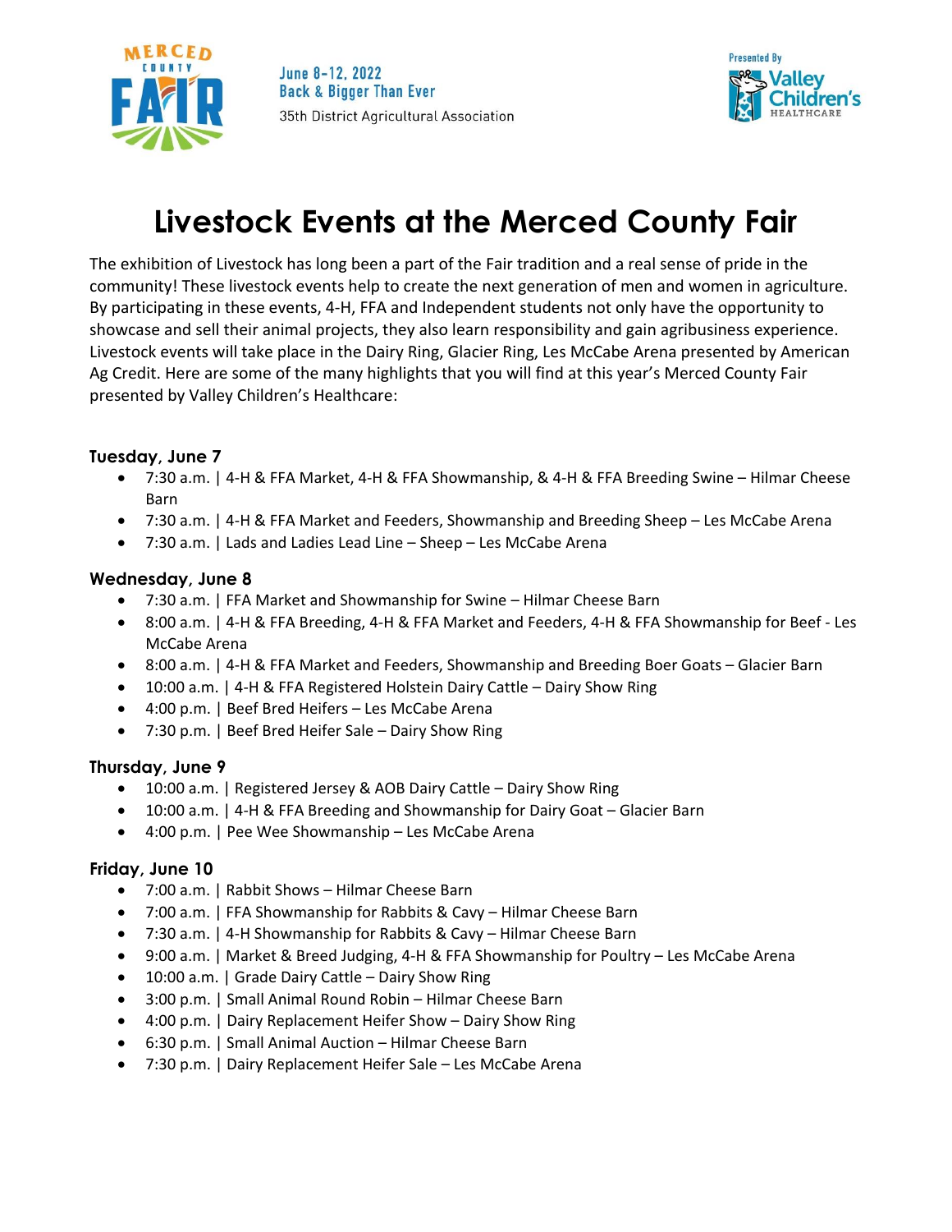June 8-12, 2022
Back & Bigger Than Ever
35th District Agricultural Association

# Livestock Events at the Merced County Fair

The exhibition of Livestock has long been a part of the Fair tradition and a real sense of pride in the community! These livestock events help to create the next generation of men and women in agriculture. By participating in these events, 4-H, FFA and Independent students not only have the opportunity to showcase and sell their animal projects, they also learn responsibility and gain agribusiness experience. Livestock events will take place in the Dairy Ring, Glacier Ring, Les McCabe Arena presented by American Ag Credit. Here are some of the many highlights that you will find at this year's Merced County Fair presented by Valley Children's Healthcare:

### Tuesday, June 7

- 7:30 a.m. | 4-H & FFA Market, 4-H & FFA Showmanship, & 4-H & FFA Breeding Swine – Hilmar Cheese Barn
- 7:30 a.m. | 4-H & FFA Market and Feeders, Showmanship and Breeding Sheep – Les McCabe Arena
- 7:30 a.m. | Lads and Ladies Lead Line – Sheep – Les McCabe Arena

### Wednesday, June 8

- 7:30 a.m. | FFA Market and Showmanship for Swine – Hilmar Cheese Barn
- 8:00 a.m. | 4-H & FFA Breeding, 4-H & FFA Market and Feeders, 4-H & FFA Showmanship for Beef - Les McCabe Arena
- 8:00 a.m. | 4-H & FFA Market and Feeders, Showmanship and Breeding Boer Goats – Glacier Barn
- 10:00 a.m. | 4-H & FFA Registered Holstein Dairy Cattle – Dairy Show Ring
- 4:00 p.m. | Beef Bred Heifers – Les McCabe Arena
- 7:30 p.m. | Beef Bred Heifer Sale – Dairy Show Ring

### Thursday, June 9

- 10:00 a.m. | Registered Jersey & AOB Dairy Cattle – Dairy Show Ring
- 10:00 a.m. | 4-H & FFA Breeding and Showmanship for Dairy Goat – Glacier Barn
- 4:00 p.m. | Pee Wee Showmanship – Les McCabe Arena

### Friday, June 10

- 7:00 a.m. | Rabbit Shows – Hilmar Cheese Barn
- 7:00 a.m. | FFA Showmanship for Rabbits & Cavy – Hilmar Cheese Barn
- 7:30 a.m. | 4-H Showmanship for Rabbits & Cavy – Hilmar Cheese Barn
- 9:00 a.m. | Market & Breed Judging, 4-H & FFA Showmanship for Poultry – Les McCabe Arena
- 10:00 a.m. | Grade Dairy Cattle – Dairy Show Ring
- 3:00 p.m. | Small Animal Round Robin – Hilmar Cheese Barn
- 4:00 p.m. | Dairy Replacement Heifer Show – Dairy Show Ring
- 6:30 p.m. | Small Animal Auction – Hilmar Cheese Barn
- 7:30 p.m. | Dairy Replacement Heifer Sale – Les McCabe Arena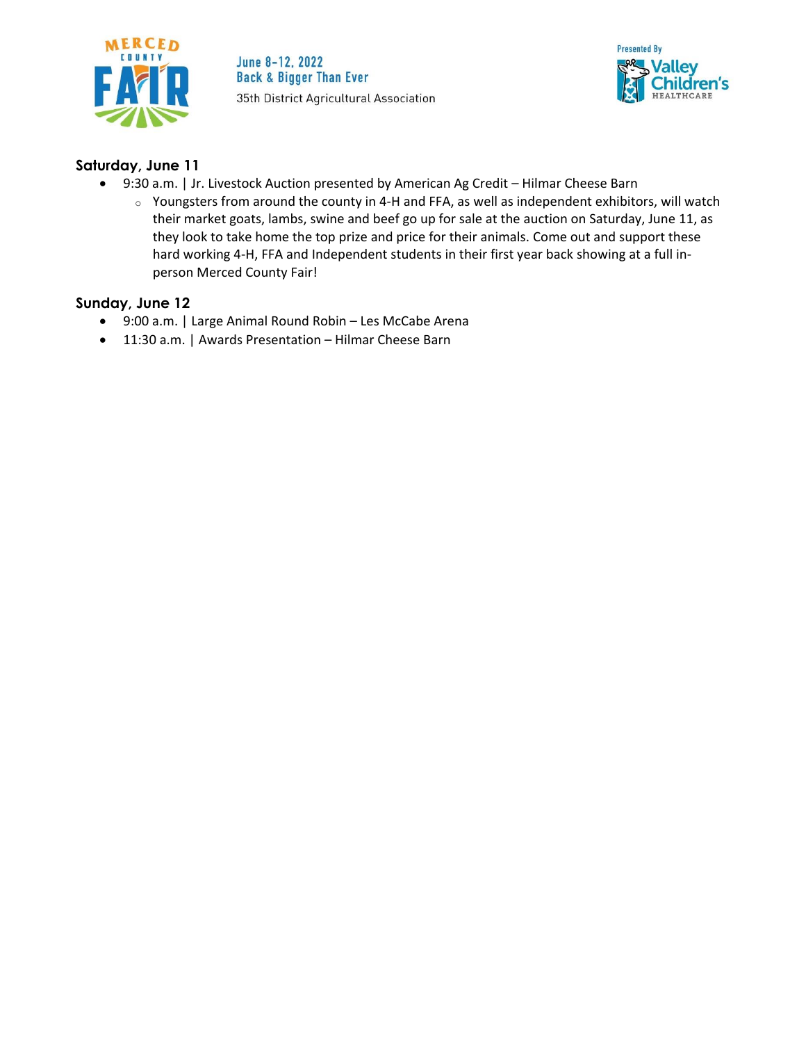## Saturday, June 11

- 9:30 a.m. | Jr. Livestock Auction presented by American Ag Credit – Hilmar Cheese Barn
  - Youngsters from around the county in 4-H and FFA, as well as independent exhibitors, will watch their market goats, lambs, swine and beef go up for sale at the auction on Saturday, June 11, as they look to take home the top prize and price for their animals. Come out and support these hard working 4-H, FFA and Independent students in their first year back showing at a full in-person Merced County Fair!

## Sunday, June 12

- 9:00 a.m. | Large Animal Round Robin – Les McCabe Arena
- 11:30 a.m. | Awards Presentation – Hilmar Cheese Barn